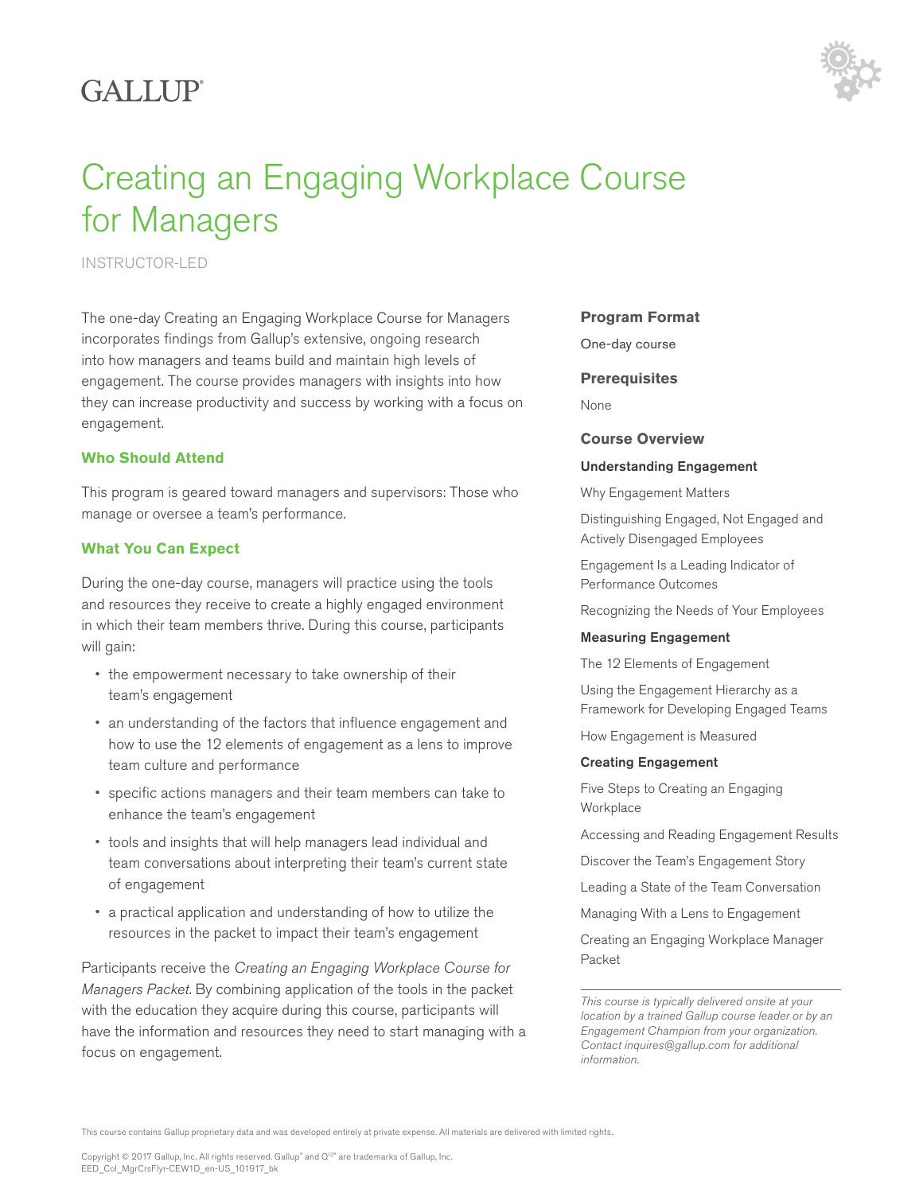GALLUP®

# Creating an Engaging Workplace Course for Managers

INSTRUCTOR-LED

The one-day Creating an Engaging Workplace Course for Managers incorporates findings from Gallup's extensive, ongoing research into how managers and teams build and maintain high levels of engagement. The course provides managers with insights into how they can increase productivity and success by working with a focus on engagement.

### Who Should Attend

This program is geared toward managers and supervisors: Those who manage or oversee a team's performance.

### What You Can Expect

During the one-day course, managers will practice using the tools and resources they receive to create a highly engaged environment in which their team members thrive. During this course, participants will gain:

- the empowerment necessary to take ownership of their team's engagement
- an understanding of the factors that influence engagement and how to use the 12 elements of engagement as a lens to improve team culture and performance
- specific actions managers and their team members can take to enhance the team's engagement
- tools and insights that will help managers lead individual and team conversations about interpreting their team's current state of engagement
- a practical application and understanding of how to utilize the resources in the packet to impact their team's engagement

Participants receive the *Creating an Engaging Workplace Course for Managers Packet*. By combining application of the tools in the packet with the education they acquire during this course, participants will have the information and resources they need to start managing with a focus on engagement.

### Program Format

One-day course

### Prerequisites

None

### Course Overview

**Understanding Engagement**

Why Engagement Matters

Distinguishing Engaged, Not Engaged and Actively Disengaged Employees

Engagement Is a Leading Indicator of Performance Outcomes

Recognizing the Needs of Your Employees

**Measuring Engagement**

The 12 Elements of Engagement

Using the Engagement Hierarchy as a Framework for Developing Engaged Teams

How Engagement is Measured

**Creating Engagement**

Five Steps to Creating an Engaging Workplace

Accessing and Reading Engagement Results

Discover the Team's Engagement Story

Leading a State of the Team Conversation

Managing With a Lens to Engagement

Creating an Engaging Workplace Manager Packet

*This course is typically delivered onsite at your location by a trained Gallup course leader or by an Engagement Champion from your organization. Contact inquires@gallup.com for additional information.*

This course contains Gallup proprietary data and was developed entirely at private expense. All materials are delivered with limited rights.

Copyright © 2017 Gallup, Inc. All rights reserved. Gallup® and Q12® are trademarks of Gallup, Inc.
EED_Col_MgrCrsFlyr-CEW1D_en-US_101917_bk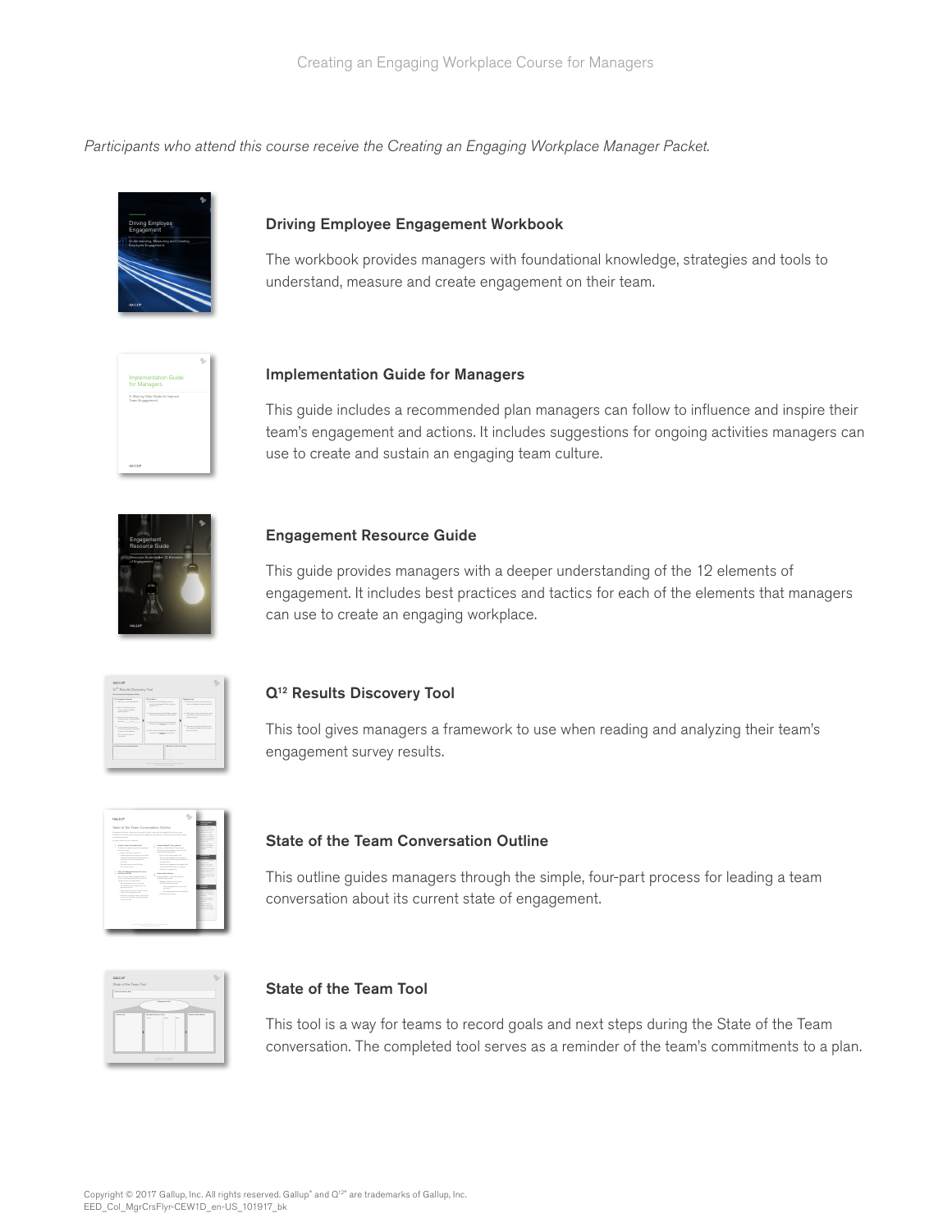*Participants who attend this course receive the Creating an Engaging Workplace Manager Packet.*

### Driving Employee Engagement Workbook

The workbook provides managers with foundational knowledge, strategies and tools to understand, measure and create engagement on their team.

### Implementation Guide for Managers

This guide includes a recommended plan managers can follow to influence and inspire their team's engagement and actions. It includes suggestions for ongoing activities managers can use to create and sustain an engaging team culture.

### Engagement Resource Guide

This guide provides managers with a deeper understanding of the 12 elements of engagement. It includes best practices and tactics for each of the elements that managers can use to create an engaging workplace.

### Q[12] Results Discovery Tool

This tool gives managers a framework to use when reading and analyzing their team's engagement survey results.

### State of the Team Conversation Outline

This outline guides managers through the simple, four-part process for leading a team conversation about its current state of engagement.

### State of the Team Tool

This tool is a way for teams to record goals and next steps during the State of the Team conversation. The completed tool serves as a reminder of the team's commitments to a plan.

Copyright © 2017 Gallup, Inc. All rights reserved. Gallup® and Q[12]® are trademarks of Gallup, Inc.
EED_Col_MgrCrsFlyr-CEW1D_en-US_101917_bk